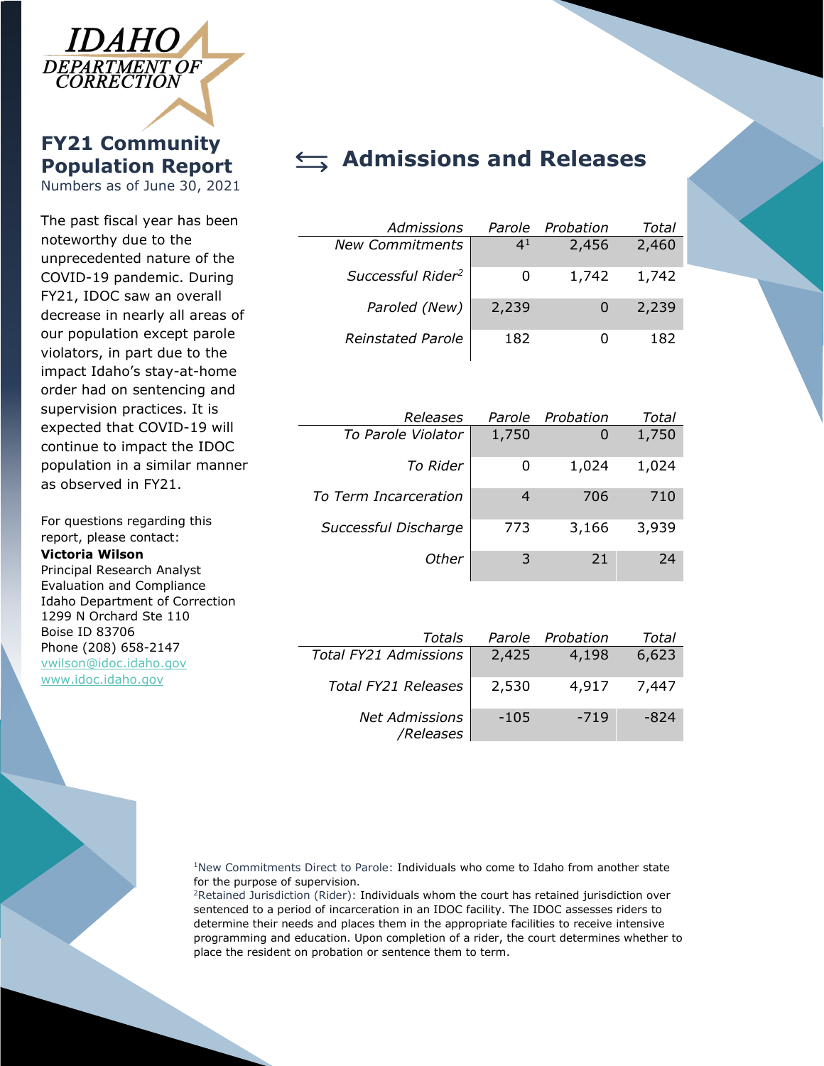IDAHO DEPARTMENT OF CORRECTION

## FY21 Community Population Report

Numbers as of June 30, 2021

The past fiscal year has been noteworthy due to the unprecedented nature of the COVID-19 pandemic. During FY21, IDOC saw an overall decrease in nearly all areas of our population except parole violators, in part due to the impact Idaho's stay-at-home order had on sentencing and supervision practices. It is expected that COVID-19 will continue to impact the IDOC population in a similar manner as observed in FY21.

For questions regarding this report, please contact:
**Victoria Wilson**
Principal Research Analyst
Evaluation and Compliance
Idaho Department of Correction
1299 N Orchard Ste 110
Boise ID 83706
Phone (208) 658-2147
vwilson@idoc.idaho.gov
www.idoc.idaho.gov

# ⇆ Admissions and Releases

| *Admissions* | *Parole* | *Probation* | *Total* |
|---|---|---|---|
| *New Commitments* | 4[1] | 2,456 | 2,460 |
| *Successful Rider*[2] | 0 | 1,742 | 1,742 |
| *Paroled (New)* | 2,239 | 0 | 2,239 |
| *Reinstated Parole* | 182 | 0 | 182 |

| *Releases* | *Parole* | *Probation* | *Total* |
|---|---|---|---|
| *To Parole Violator* | 1,750 | 0 | 1,750 |
| *To Rider* | 0 | 1,024 | 1,024 |
| *To Term Incarceration* | 4 | 706 | 710 |
| *Successful Discharge* | 773 | 3,166 | 3,939 |
| *Other* | 3 | 21 | 24 |

| *Totals* | *Parole* | *Probation* | *Total* |
|---|---|---|---|
| *Total FY21 Admissions* | 2,425 | 4,198 | 6,623 |
| *Total FY21 Releases* | 2,530 | 4,917 | 7,447 |
| *Net Admissions /Releases* | -105 | -719 | -824 |

[1]New Commitments Direct to Parole: Individuals who come to Idaho from another state for the purpose of supervision.
[2]Retained Jurisdiction (Rider): Individuals whom the court has retained jurisdiction over sentenced to a period of incarceration in an IDOC facility. The IDOC assesses riders to determine their needs and places them in the appropriate facilities to receive intensive programming and education. Upon completion of a rider, the court determines whether to place the resident on probation or sentence them to term.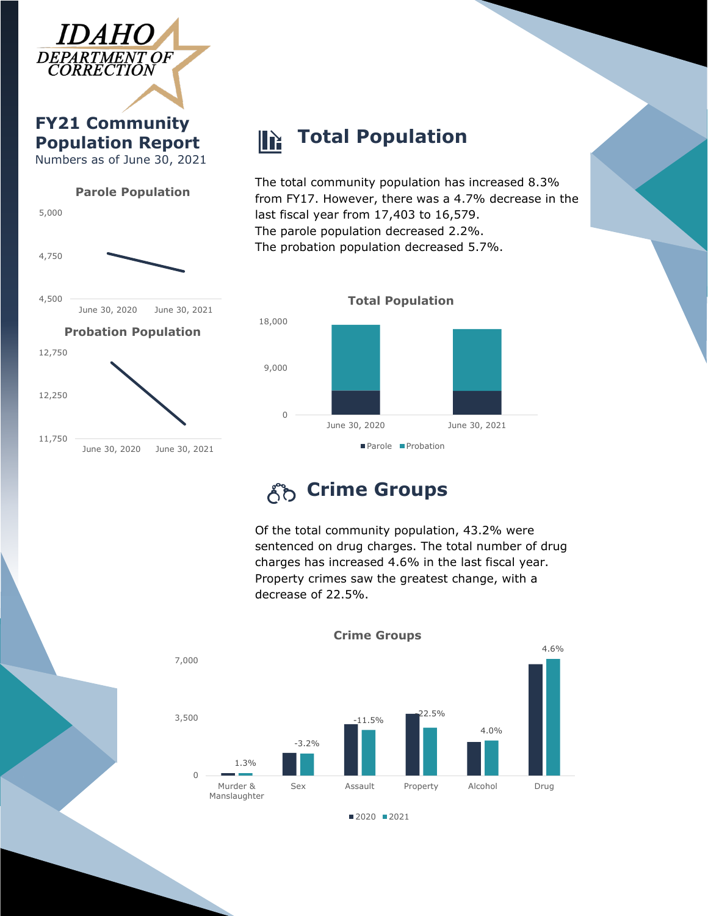IDAHO DEPARTMENT OF CORRECTION

# FY21 Community Population Report

Numbers as of June 30, 2021

**Parole Population**

5,000

4,750

4,500

June 30, 2020 June 30, 2021

**Probation Population**

12,750

12,250

11,750

June 30, 2020 June 30, 2021

## Total Population

The total community population has increased 8.3% from FY17. However, there was a 4.7% decrease in the last fiscal year from 17,403 to 16,579.
The parole population decreased 2.2%.
The probation population decreased 5.7%.

**Total Population**

18,000

9,000

0

June 30, 2020 June 30, 2021

Parole Probation

## Crime Groups

Of the total community population, 43.2% were sentenced on drug charges. The total number of drug charges has increased 4.6% in the last fiscal year. Property crimes saw the greatest change, with a decrease of 22.5%.

**Crime Groups**

7,000

3,500

0

1.3% -3.2% -11.5% -22.5% 4.0% 4.6%

Murder & Manslaughter Sex Assault Property Alcohol Drug

2020 2021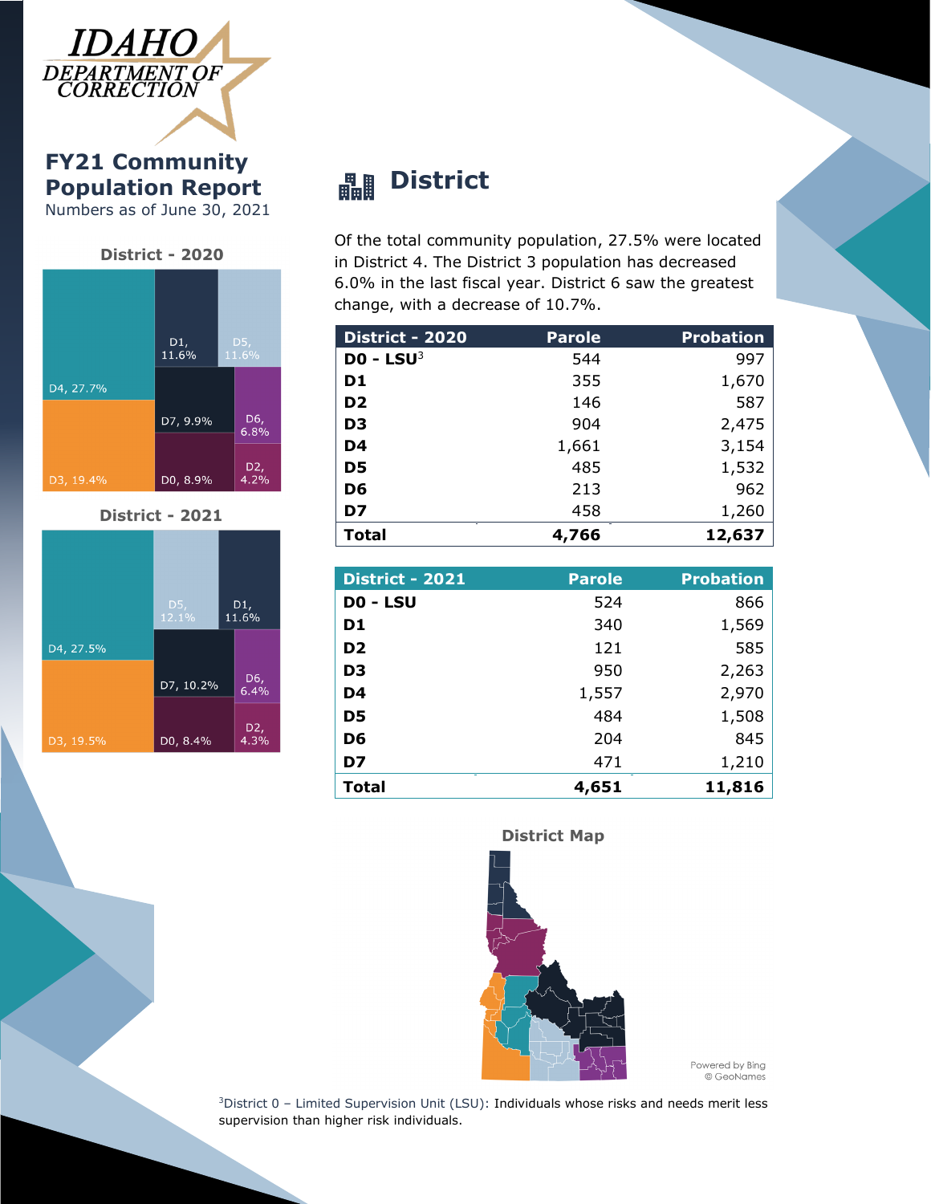# IDAHO DEPARTMENT OF CORRECTION

## FY21 Community Population Report

Numbers as of June 30, 2021

**District - 2020**

D4, 27.7%
D1, 11.6%
D5, 11.6%
D7, 9.9%
D6, 6.8%
D3, 19.4%
D0, 8.9%
D2, 4.2%

**District - 2021**

D4, 27.5%
D5, 12.1%
D1, 11.6%
D7, 10.2%
D6, 6.4%
D3, 19.5%
D0, 8.4%
D2, 4.3%

## District

Of the total community population, 27.5% were located in District 4. The District 3 population has decreased 6.0% in the last fiscal year. District 6 saw the greatest change, with a decrease of 10.7%.

| District - 2020 | Parole | Probation |
|---|---|---|
| **D0 - LSU**[3] | 544 | 997 |
| **D1** | 355 | 1,670 |
| **D2** | 146 | 587 |
| **D3** | 904 | 2,475 |
| **D4** | 1,661 | 3,154 |
| **D5** | 485 | 1,532 |
| **D6** | 213 | 962 |
| **D7** | 458 | 1,260 |
| **Total** | **4,766** | **12,637** |

| District - 2021 | Parole | Probation |
|---|---|---|
| **D0 - LSU** | 524 | 866 |
| **D1** | 340 | 1,569 |
| **D2** | 121 | 585 |
| **D3** | 950 | 2,263 |
| **D4** | 1,557 | 2,970 |
| **D5** | 484 | 1,508 |
| **D6** | 204 | 845 |
| **D7** | 471 | 1,210 |
| **Total** | **4,651** | **11,816** |

**District Map**

Powered by Bing
© GeoNames

[3]District 0 – Limited Supervision Unit (LSU): Individuals whose risks and needs merit less supervision than higher risk individuals.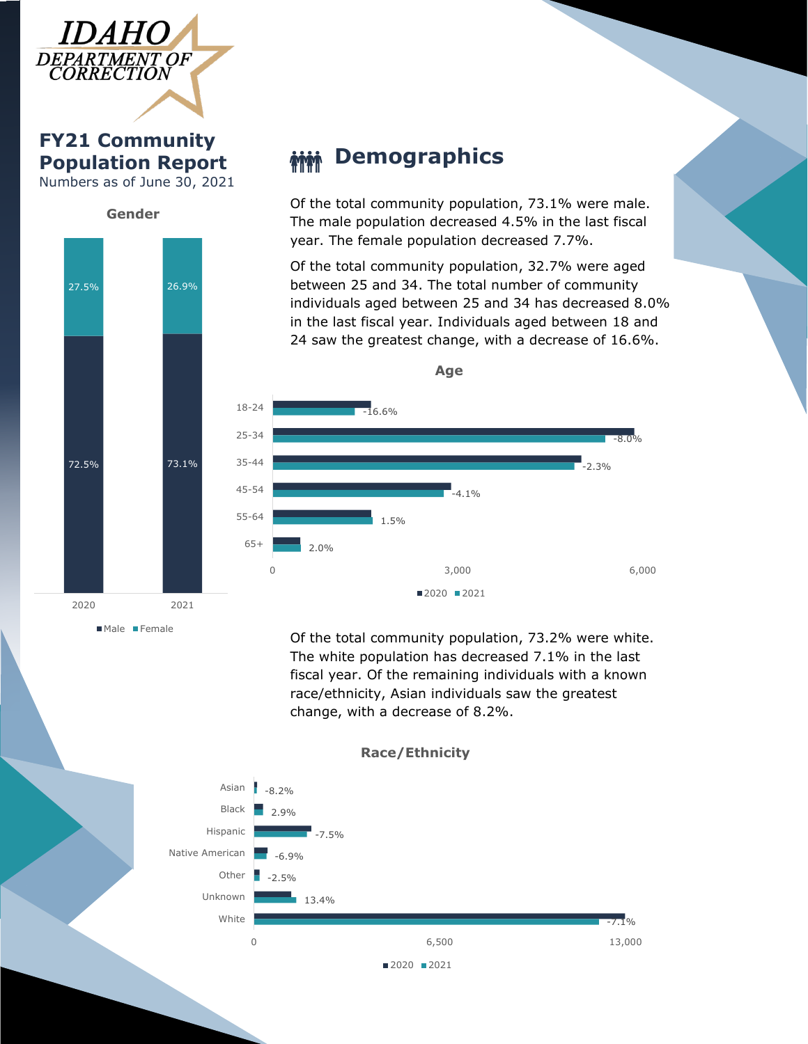# IDAHO DEPARTMENT OF CORRECTION

## FY21 Community Population Report

Numbers as of June 30, 2021

**Gender**

27.5%
26.9%
72.5%
73.1%
2020
2021
Male
Female

## Demographics

Of the total community population, 73.1% were male. The male population decreased 4.5% in the last fiscal year. The female population decreased 7.7%.

Of the total community population, 32.7% were aged between 25 and 34. The total number of community individuals aged between 25 and 34 has decreased 8.0% in the last fiscal year. Individuals aged between 18 and 24 saw the greatest change, with a decrease of 16.6%.

**Age**

18-24 -16.6%
25-34 -8.0%
35-44 -2.3%
45-54 -4.1%
55-64 1.5%
65+ 2.0%
0
3,000
6,000
2020
2021

Of the total community population, 73.2% were white. The white population has decreased 7.1% in the last fiscal year. Of the remaining individuals with a known race/ethnicity, Asian individuals saw the greatest change, with a decrease of 8.2%.

**Race/Ethnicity**

Asian -8.2%
Black 2.9%
Hispanic -7.5%
Native American -6.9%
Other -2.5%
Unknown 13.4%
White -7.1%
0
6,500
13,000
2020
2021